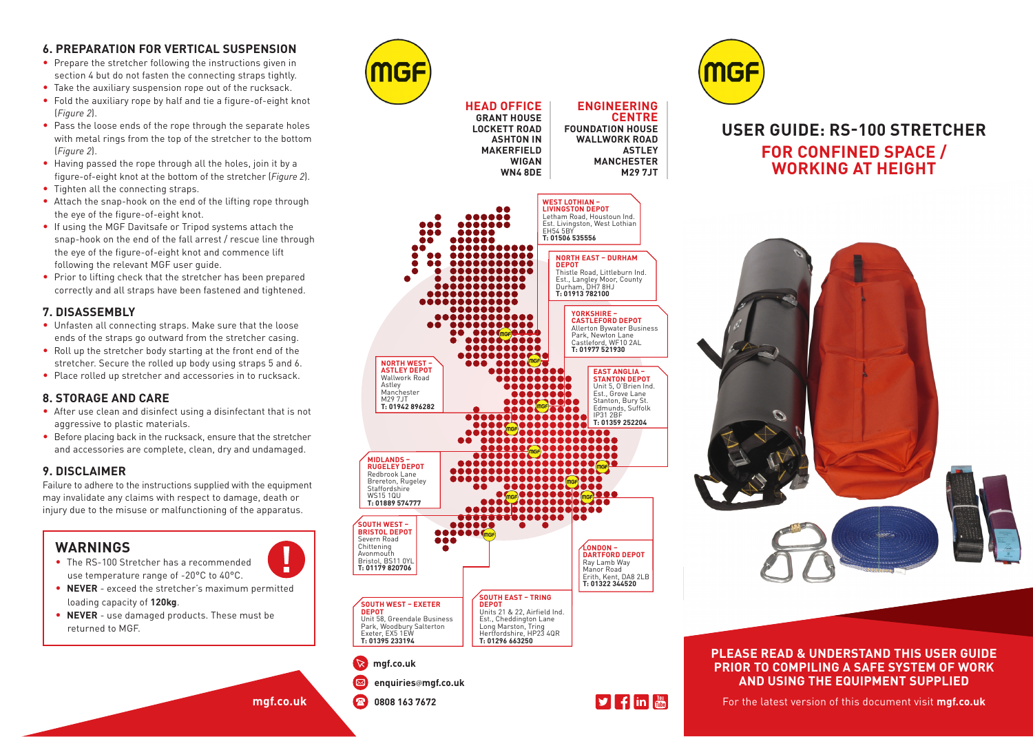## 6. PREPARATION FOR VERTICAL SUSPENSION

- Prepare the stretcher following the instructions given in section 4 but do not fasten the connecting straps tightly.
- Take the auxiliary suspension rope out of the rucksack.
- Fold the auxiliary rope by half and tie a figure-of-eight knot (*Figure 2*).
- Pass the loose ends of the rope through the separate holes with metal rings from the top of the stretcher to the bottom (*Figure 2*).
- Having passed the rope through all the holes, join it by a figure-of-eight knot at the bottom of the stretcher (*Figure 2*).
- Tighten all the connecting straps.
- Attach the snap-hook on the end of the lifting rope through the eye of the figure-of-eight knot.
- If using the MGF Davitsafe or Tripod systems attach the snap-hook on the end of the fall arrest / rescue line through the eye of the figure-of-eight knot and commence lift following the relevant MGF user guide.
- Prior to lifting check that the stretcher has been prepared correctly and all straps have been fastened and tightened.

## 7. DISASSEMBLY

- Unfasten all connecting straps. Make sure that the loose ends of the straps go outward from the stretcher casing.
- Roll up the stretcher body starting at the front end of the stretcher. Secure the rolled up body using straps 5 and 6.
- Place rolled up stretcher and accessories in to rucksack.

## 8. STORAGE AND CARE

- After use clean and disinfect using a disinfectant that is not aggressive to plastic materials.
- Before placing back in the rucksack, ensure that the stretcher and accessories are complete, clean, dry and undamaged.

## 9. DISCLAIMER

Failure to adhere to the instructions supplied with the equipment may invalidate any claims with respect to damage, death or injury due to the misuse or malfunctioning of the apparatus.

## WARNINGS

- The RS-100 Stretcher has a recommended use temperature range of -20°C to 40°C.
- **NEVER** - exceed the stretcher's maximum permitted loading capacity of **120kg**.
- **NEVER** - use damaged products. These must be returned to MGF.

mgf.co.uk

MGF

**HEAD OFFICE**
GRANT HOUSE
LOCKETT ROAD
ASHTON IN
MAKERFIELD
WIGAN
WN4 8DE

**ENGINEERING CENTRE**
FOUNDATION HOUSE
WALLWORK ROAD
ASTLEY
MANCHESTER
M29 7JT

**WEST LOTHIAN – LIVINGSTON DEPOT**
Letham Road, Houstoun Ind. Est. Livingston, West Lothian EH54 5BY
T: 01506 535556

**NORTH EAST – DURHAM DEPOT**
Thistle Road, Littleburn Ind. Est., Langley Moor, County Durham, DH7 8HJ
T: 01913 782100

**YORKSHIRE – CASTLEFORD DEPOT**
Allerton Bywater Business Park, Newton Lane Castleford, WF10 2AL
T: 01977 521930

**NORTH WEST – ASTLEY DEPOT**
Wallwork Road Astley Manchester M29 7JT
T: 01942 896282

**EAST ANGLIA – STANTON DEPOT**
Unit 5, O'Brien Ind. Est., Grove Lane Stanton, Bury St. Edmunds, Suffolk IP31 2BF
T: 01359 252204

**MIDLANDS – RUGELEY DEPOT**
Redbrook Lane Brereton, Rugeley Staffordshire WS15 1QU
T: 01889 574777

**SOUTH WEST – BRISTOL DEPOT**
Severn Road Chittening Avonmouth Bristol, BS11 0YL
T: 01179 820706

**LONDON – DARTFORD DEPOT**
Ray Lamb Way Manor Road Erith, Kent, DA8 2LB
T: 01322 344520

**SOUTH WEST – EXETER DEPOT**
Unit 58, Greendale Business Park, Woodbury Salterton Exeter, EX5 1EW
T: 01395 233194

**SOUTH EAST – TRING DEPOT**
Units 21 & 22, Airfield Ind. Est., Cheddington Lane Long Marston, Tring Hertfordshire, HP23 4QR
T: 01296 663250

mgf.co.uk
enquiries@mgf.co.uk
0808 163 7672

MGF

# USER GUIDE: RS-100 STRETCHER
## FOR CONFINED SPACE / WORKING AT HEIGHT

**PLEASE READ & UNDERSTAND THIS USER GUIDE PRIOR TO COMPILING A SAFE SYSTEM OF WORK AND USING THE EQUIPMENT SUPPLIED**

For the latest version of this document visit **mgf.co.uk**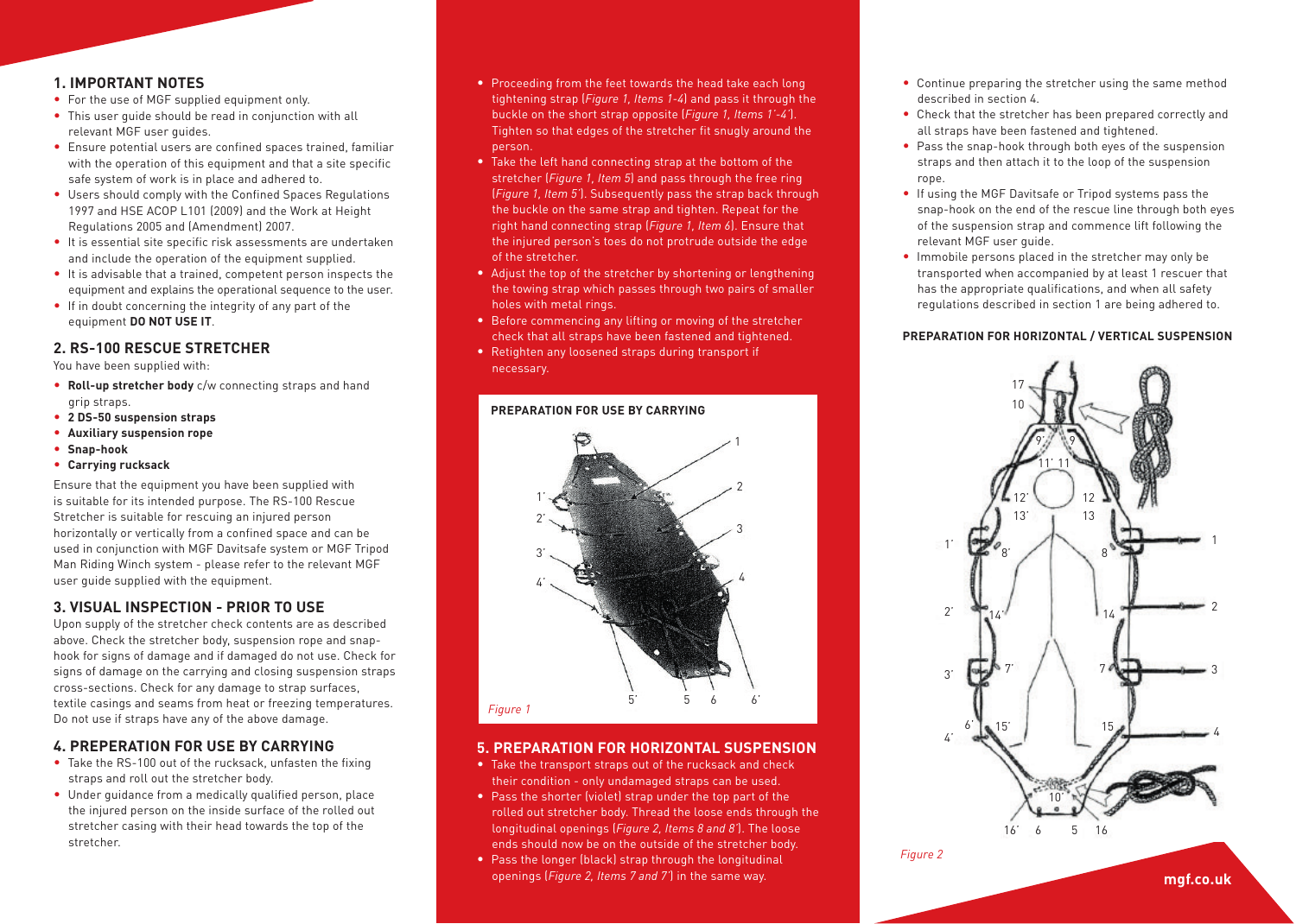## 1. IMPORTANT NOTES

- For the use of MGF supplied equipment only.
- This user guide should be read in conjunction with all relevant MGF user guides.
- Ensure potential users are confined spaces trained, familiar with the operation of this equipment and that a site specific safe system of work is in place and adhered to.
- Users should comply with the Confined Spaces Regulations 1997 and HSE ACOP L101 (2009) and the Work at Height Regulations 2005 and (Amendment) 2007.
- It is essential site specific risk assessments are undertaken and include the operation of the equipment supplied.
- It is advisable that a trained, competent person inspects the equipment and explains the operational sequence to the user.
- If in doubt concerning the integrity of any part of the equipment **DO NOT USE IT**.

## 2. RS-100 RESCUE STRETCHER

You have been supplied with:

- **Roll-up stretcher body** c/w connecting straps and hand grip straps.
- **2 DS-50 suspension straps**
- **Auxiliary suspension rope**
- **Snap-hook**
- **Carrying rucksack**

Ensure that the equipment you have been supplied with is suitable for its intended purpose. The RS-100 Rescue Stretcher is suitable for rescuing an injured person horizontally or vertically from a confined space and can be used in conjunction with MGF Davitsafe system or MGF Tripod Man Riding Winch system - please refer to the relevant MGF user guide supplied with the equipment.

## 3. VISUAL INSPECTION - PRIOR TO USE

Upon supply of the stretcher check contents are as described above. Check the stretcher body, suspension rope and snap-hook for signs of damage and if damaged do not use. Check for signs of damage on the carrying and closing suspension straps cross-sections. Check for any damage to strap surfaces, textile casings and seams from heat or freezing temperatures. Do not use if straps have any of the above damage.

## 4. PREPERATION FOR USE BY CARRYING

- Take the RS-100 out of the rucksack, unfasten the fixing straps and roll out the stretcher body.
- Under guidance from a medically qualified person, place the injured person on the inside surface of the rolled out stretcher casing with their head towards the top of the stretcher.
- Proceeding from the feet towards the head take each long tightening strap (*Figure 1, Items 1-4*) and pass it through the buckle on the short strap opposite (*Figure 1, Items 1'-4'*). Tighten so that edges of the stretcher fit snugly around the person.
- Take the left hand connecting strap at the bottom of the stretcher (*Figure 1, Item 5*) and pass through the free ring (*Figure 1, Item 5'*). Subsequently pass the strap back through the buckle on the same strap and tighten. Repeat for the right hand connecting strap (*Figure 1, Item 6*). Ensure that the injured person's toes do not protrude outside the edge of the stretcher.
- Adjust the top of the stretcher by shortening or lengthening the towing strap which passes through two pairs of smaller holes with metal rings.
- Before commencing any lifting or moving of the stretcher check that all straps have been fastened and tightened.
- Retighten any loosened straps during transport if necessary.

**PREPARATION FOR USE BY CARRYING**

1 2 3 4 1' 2' 3' 4' 5' 5 6 6'

*Figure 1*

## 5. PREPARATION FOR HORIZONTAL SUSPENSION

- Take the transport straps out of the rucksack and check their condition - only undamaged straps can be used.
- Pass the shorter (violet) strap under the top part of the rolled out stretcher body. Thread the loose ends through the longitudinal openings (*Figure 2, Items 8 and 8'*). The loose ends should now be on the outside of the stretcher body.
- Pass the longer (black) strap through the longitudinal openings (*Figure 2, Items 7 and 7'*) in the same way.
- Continue preparing the stretcher using the same method described in section 4.
- Check that the stretcher has been prepared correctly and all straps have been fastened and tightened.
- Pass the snap-hook through both eyes of the suspension straps and then attach it to the loop of the suspension rope.
- If using the MGF Davitsafe or Tripod systems pass the snap-hook on the end of the rescue line through both eyes of the suspension strap and commence lift following the relevant MGF user guide.
- Immobile persons placed in the stretcher may only be transported when accompanied by at least 1 rescuer that has the appropriate qualifications, and when all safety regulations described in section 1 are being adhered to.

**PREPARATION FOR HORIZONTAL / VERTICAL SUSPENSION**

17 10 9' 9 11' 11 12' 12 13' 13 1' 1 8' 8 2' 2 14' 14 3' 3 7' 7 6' 15' 15 4' 4 10' 16' 6 5 16

*Figure 2*